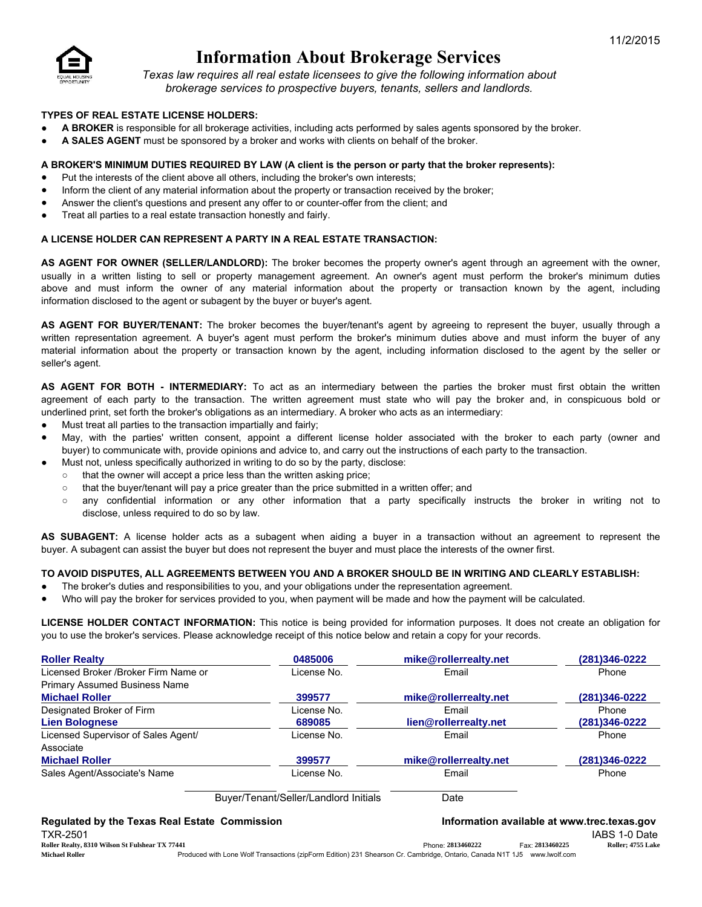11/2/2015

# Information About Brokerage Services

*Texas law requires all real estate licensees to give the following information about brokerage services to prospective buyers, tenants, sellers and landlords.*

**TYPES OF REAL ESTATE LICENSE HOLDERS:**

- **A BROKER** is responsible for all brokerage activities, including acts performed by sales agents sponsored by the broker.
- **A SALES AGENT** must be sponsored by a broker and works with clients on behalf of the broker.

**A BROKER'S MINIMUM DUTIES REQUIRED BY LAW (A client is the person or party that the broker represents):**

- Put the interests of the client above all others, including the broker's own interests;
- Inform the client of any material information about the property or transaction received by the broker;
- Answer the client's questions and present any offer to or counter-offer from the client; and
- Treat all parties to a real estate transaction honestly and fairly.

**A LICENSE HOLDER CAN REPRESENT A PARTY IN A REAL ESTATE TRANSACTION:**

**AS AGENT FOR OWNER (SELLER/LANDLORD):** The broker becomes the property owner's agent through an agreement with the owner, usually in a written listing to sell or property management agreement. An owner's agent must perform the broker's minimum duties above and must inform the owner of any material information about the property or transaction known by the agent, including information disclosed to the agent or subagent by the buyer or buyer's agent.

**AS AGENT FOR BUYER/TENANT:** The broker becomes the buyer/tenant's agent by agreeing to represent the buyer, usually through a written representation agreement. A buyer's agent must perform the broker's minimum duties above and must inform the buyer of any material information about the property or transaction known by the agent, including information disclosed to the agent by the seller or seller's agent.

**AS AGENT FOR BOTH - INTERMEDIARY:** To act as an intermediary between the parties the broker must first obtain the written agreement of each party to the transaction. The written agreement must state who will pay the broker and, in conspicuous bold or underlined print, set forth the broker's obligations as an intermediary. A broker who acts as an intermediary:

- Must treat all parties to the transaction impartially and fairly;
- May, with the parties' written consent, appoint a different license holder associated with the broker to each party (owner and buyer) to communicate with, provide opinions and advice to, and carry out the instructions of each party to the transaction.
- Must not, unless specifically authorized in writing to do so by the party, disclose:
  - that the owner will accept a price less than the written asking price;
  - that the buyer/tenant will pay a price greater than the price submitted in a written offer; and
  - any confidential information or any other information that a party specifically instructs the broker in writing not to disclose, unless required to do so by law.

**AS SUBAGENT:** A license holder acts as a subagent when aiding a buyer in a transaction without an agreement to represent the buyer. A subagent can assist the buyer but does not represent the buyer and must place the interests of the owner first.

**TO AVOID DISPUTES, ALL AGREEMENTS BETWEEN YOU AND A BROKER SHOULD BE IN WRITING AND CLEARLY ESTABLISH:**

- The broker's duties and responsibilities to you, and your obligations under the representation agreement.
- Who will pay the broker for services provided to you, when payment will be made and how the payment will be calculated.

**LICENSE HOLDER CONTACT INFORMATION:** This notice is being provided for information purposes. It does not create an obligation for you to use the broker's services. Please acknowledge receipt of this notice below and retain a copy for your records.

| | | | |
|---|---|---|---|
| **Roller Realty** | **0485006** | **mike@rollerrealty.net** | **(281)346-0222** |
| Licensed Broker /Broker Firm Name or Primary Assumed Business Name | License No. | Email | Phone |
| **Michael Roller** | **399577** | **mike@rollerrealty.net** | **(281)346-0222** |
| Designated Broker of Firm | License No. | Email | Phone |
| **Lien Bolognese** | **689085** | **lien@rollerrealty.net** | **(281)346-0222** |
| Licensed Supervisor of Sales Agent/ Associate | License No. | Email | Phone |
| **Michael Roller** | **399577** | **mike@rollerrealty.net** | **(281)346-0222** |
| Sales Agent/Associate's Name | License No. | Email | Phone |

Buyer/Tenant/Seller/Landlord Initials — Date

**Regulated by the Texas Real Estate Commission** — **Information available at www.trec.texas.gov**

TXR-2501 — IABS 1-0 Date

Roller Realty, 8310 Wilson St Fulshear TX 77441 — Phone: 2813460222 — Fax: 2813460225 — Roller; 4755 Lake

Michael Roller — Produced with Lone Wolf Transactions (zipForm Edition) 231 Shearson Cr. Cambridge, Ontario, Canada N1T 1J5 www.lwolf.com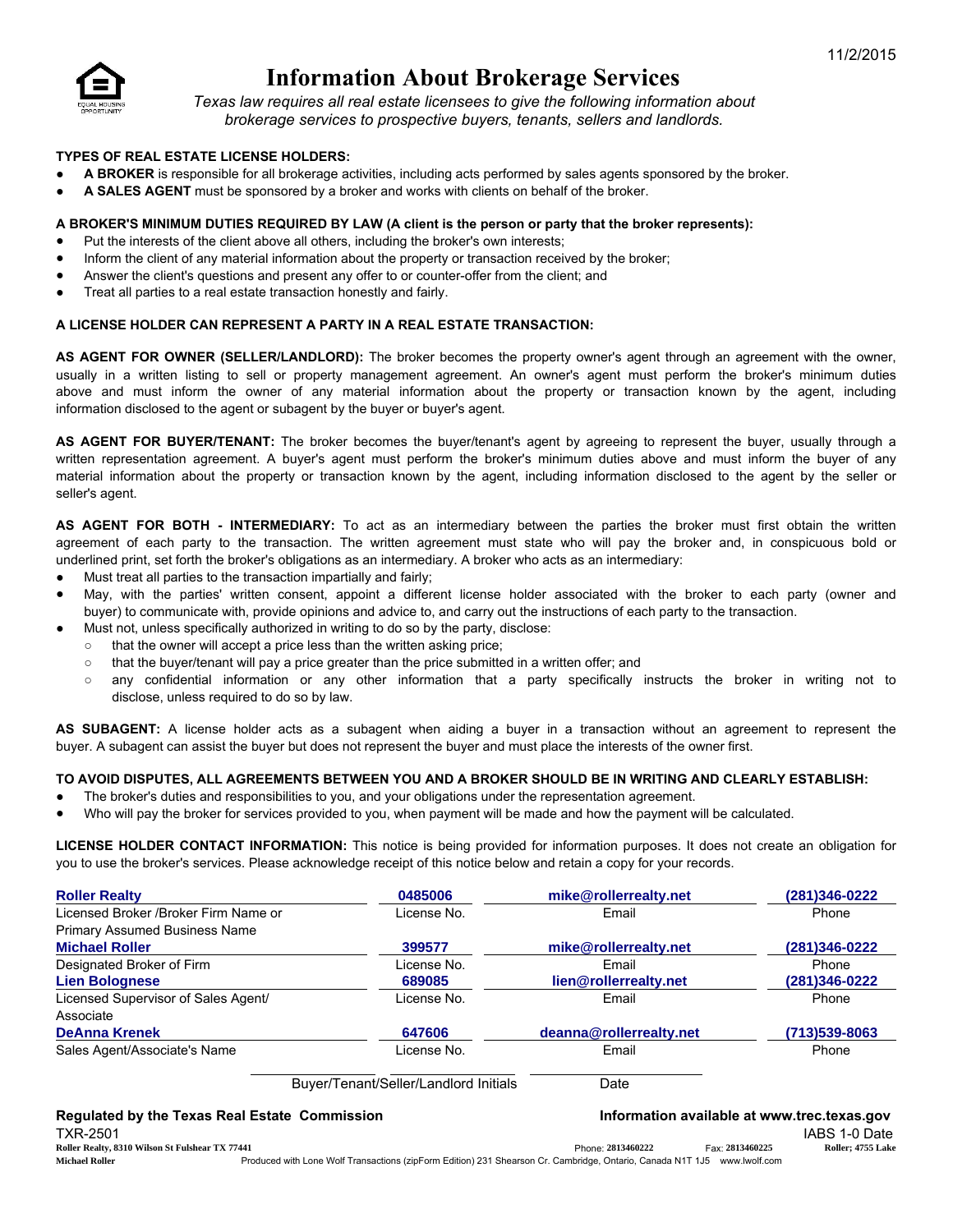11/2/2015

# Information About Brokerage Services

*Texas law requires all real estate licensees to give the following information about brokerage services to prospective buyers, tenants, sellers and landlords.*

**TYPES OF REAL ESTATE LICENSE HOLDERS:**

- **A BROKER** is responsible for all brokerage activities, including acts performed by sales agents sponsored by the broker.
- **A SALES AGENT** must be sponsored by a broker and works with clients on behalf of the broker.

**A BROKER'S MINIMUM DUTIES REQUIRED BY LAW (A client is the person or party that the broker represents):**

- Put the interests of the client above all others, including the broker's own interests;
- Inform the client of any material information about the property or transaction received by the broker;
- Answer the client's questions and present any offer to or counter-offer from the client; and
- Treat all parties to a real estate transaction honestly and fairly.

**A LICENSE HOLDER CAN REPRESENT A PARTY IN A REAL ESTATE TRANSACTION:**

**AS AGENT FOR OWNER (SELLER/LANDLORD):** The broker becomes the property owner's agent through an agreement with the owner, usually in a written listing to sell or property management agreement. An owner's agent must perform the broker's minimum duties above and must inform the owner of any material information about the property or transaction known by the agent, including information disclosed to the agent or subagent by the buyer or buyer's agent.

**AS AGENT FOR BUYER/TENANT:** The broker becomes the buyer/tenant's agent by agreeing to represent the buyer, usually through a written representation agreement. A buyer's agent must perform the broker's minimum duties above and must inform the buyer of any material information about the property or transaction known by the agent, including information disclosed to the agent by the seller or seller's agent.

**AS AGENT FOR BOTH - INTERMEDIARY:** To act as an intermediary between the parties the broker must first obtain the written agreement of each party to the transaction. The written agreement must state who will pay the broker and, in conspicuous bold or underlined print, set forth the broker's obligations as an intermediary. A broker who acts as an intermediary:

- Must treat all parties to the transaction impartially and fairly;
- May, with the parties' written consent, appoint a different license holder associated with the broker to each party (owner and buyer) to communicate with, provide opinions and advice to, and carry out the instructions of each party to the transaction.
- Must not, unless specifically authorized in writing to do so by the party, disclose:
  - that the owner will accept a price less than the written asking price;
  - that the buyer/tenant will pay a price greater than the price submitted in a written offer; and
  - any confidential information or any other information that a party specifically instructs the broker in writing not to disclose, unless required to do so by law.

**AS SUBAGENT:** A license holder acts as a subagent when aiding a buyer in a transaction without an agreement to represent the buyer. A subagent can assist the buyer but does not represent the buyer and must place the interests of the owner first.

**TO AVOID DISPUTES, ALL AGREEMENTS BETWEEN YOU AND A BROKER SHOULD BE IN WRITING AND CLEARLY ESTABLISH:**

- The broker's duties and responsibilities to you, and your obligations under the representation agreement.
- Who will pay the broker for services provided to you, when payment will be made and how the payment will be calculated.

**LICENSE HOLDER CONTACT INFORMATION:** This notice is being provided for information purposes. It does not create an obligation for you to use the broker's services. Please acknowledge receipt of this notice below and retain a copy for your records.

| | | | |
|---|---|---|---|
| **Roller Realty** | **0485006** | **mike@rollerrealty.net** | **(281)346-0222** |
| Licensed Broker /Broker Firm Name or Primary Assumed Business Name | License No. | Email | Phone |
| **Michael Roller** | **399577** | **mike@rollerrealty.net** | **(281)346-0222** |
| Designated Broker of Firm | License No. | Email | Phone |
| **Lien Bolognese** | **689085** | **lien@rollerrealty.net** | **(281)346-0222** |
| Licensed Supervisor of Sales Agent/ Associate | License No. | Email | Phone |
| **DeAnna Krenek** | **647606** | **deanna@rollerrealty.net** | **(713)539-8063** |
| Sales Agent/Associate's Name | License No. | Email | Phone |

Buyer/Tenant/Seller/Landlord Initials ______ ______ Date ______

**Regulated by the Texas Real Estate Commission** **Information available at www.trec.texas.gov**

TXR-2501 IABS 1-0 Date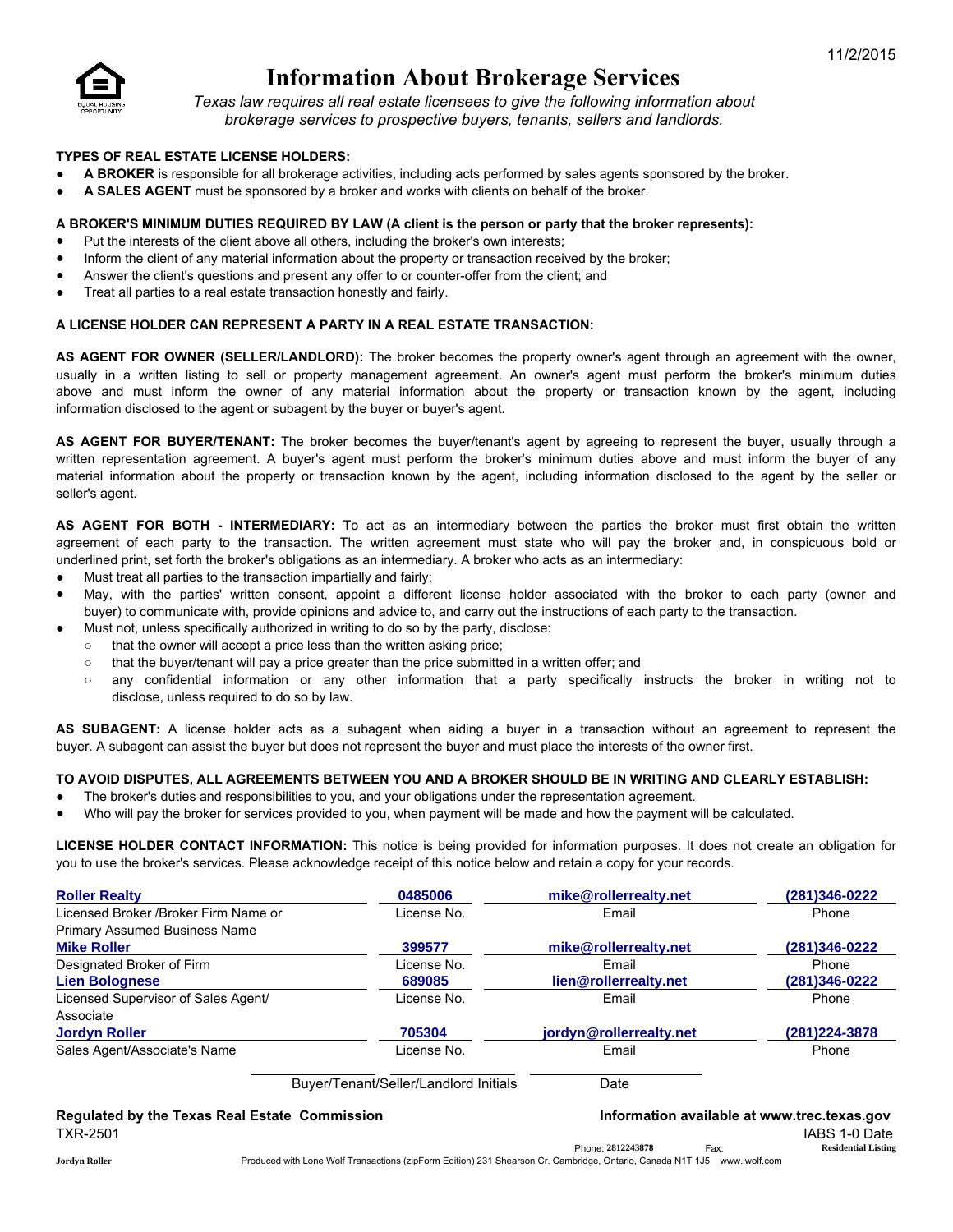11/2/2015

# Information About Brokerage Services

*Texas law requires all real estate licensees to give the following information about brokerage services to prospective buyers, tenants, sellers and landlords.*

**TYPES OF REAL ESTATE LICENSE HOLDERS:**

- **A BROKER** is responsible for all brokerage activities, including acts performed by sales agents sponsored by the broker.
- **A SALES AGENT** must be sponsored by a broker and works with clients on behalf of the broker.

**A BROKER'S MINIMUM DUTIES REQUIRED BY LAW (A client is the person or party that the broker represents):**

- Put the interests of the client above all others, including the broker's own interests;
- Inform the client of any material information about the property or transaction received by the broker;
- Answer the client's questions and present any offer to or counter-offer from the client; and
- Treat all parties to a real estate transaction honestly and fairly.

**A LICENSE HOLDER CAN REPRESENT A PARTY IN A REAL ESTATE TRANSACTION:**

**AS AGENT FOR OWNER (SELLER/LANDLORD):** The broker becomes the property owner's agent through an agreement with the owner, usually in a written listing to sell or property management agreement. An owner's agent must perform the broker's minimum duties above and must inform the owner of any material information about the property or transaction known by the agent, including information disclosed to the agent or subagent by the buyer or buyer's agent.

**AS AGENT FOR BUYER/TENANT:** The broker becomes the buyer/tenant's agent by agreeing to represent the buyer, usually through a written representation agreement. A buyer's agent must perform the broker's minimum duties above and must inform the buyer of any material information about the property or transaction known by the agent, including information disclosed to the agent by the seller or seller's agent.

**AS AGENT FOR BOTH - INTERMEDIARY:** To act as an intermediary between the parties the broker must first obtain the written agreement of each party to the transaction. The written agreement must state who will pay the broker and, in conspicuous bold or underlined print, set forth the broker's obligations as an intermediary. A broker who acts as an intermediary:

- Must treat all parties to the transaction impartially and fairly;
- May, with the parties' written consent, appoint a different license holder associated with the broker to each party (owner and buyer) to communicate with, provide opinions and advice to, and carry out the instructions of each party to the transaction.
- Must not, unless specifically authorized in writing to do so by the party, disclose:
  - that the owner will accept a price less than the written asking price;
  - that the buyer/tenant will pay a price greater than the price submitted in a written offer; and
  - any confidential information or any other information that a party specifically instructs the broker in writing not to disclose, unless required to do so by law.

**AS SUBAGENT:** A license holder acts as a subagent when aiding a buyer in a transaction without an agreement to represent the buyer. A subagent can assist the buyer but does not represent the buyer and must place the interests of the owner first.

**TO AVOID DISPUTES, ALL AGREEMENTS BETWEEN YOU AND A BROKER SHOULD BE IN WRITING AND CLEARLY ESTABLISH:**

- The broker's duties and responsibilities to you, and your obligations under the representation agreement.
- Who will pay the broker for services provided to you, when payment will be made and how the payment will be calculated.

**LICENSE HOLDER CONTACT INFORMATION:** This notice is being provided for information purposes. It does not create an obligation for you to use the broker's services. Please acknowledge receipt of this notice below and retain a copy for your records.

| | | | |
|---|---|---|---|
| **Roller Realty** | **0485006** | **mike@rollerrealty.net** | **(281)346-0222** |
| Licensed Broker /Broker Firm Name or Primary Assumed Business Name | License No. | Email | Phone |
| **Mike Roller** | **399577** | **mike@rollerrealty.net** | **(281)346-0222** |
| Designated Broker of Firm | License No. | Email | Phone |
| **Lien Bolognese** | **689085** | **lien@rollerrealty.net** | **(281)346-0222** |
| Licensed Supervisor of Sales Agent/ Associate | License No. | Email | Phone |
| **Jordyn Roller** | **705304** | **jordyn@rollerrealty.net** | **(281)224-3878** |
| Sales Agent/Associate's Name | License No. | Email | Phone |

Buyer/Tenant/Seller/Landlord Initials ____________ Date ____________

**Regulated by the Texas Real Estate Commission** **Information available at www.trec.texas.gov**

TXR-2501 IABS 1-0 Date

Phone: 2812243878 Fax: **Residential Listing**

Jordyn Roller Produced with Lone Wolf Transactions (zipForm Edition) 231 Shearson Cr. Cambridge, Ontario, Canada N1T 1J5 www.lwolf.com